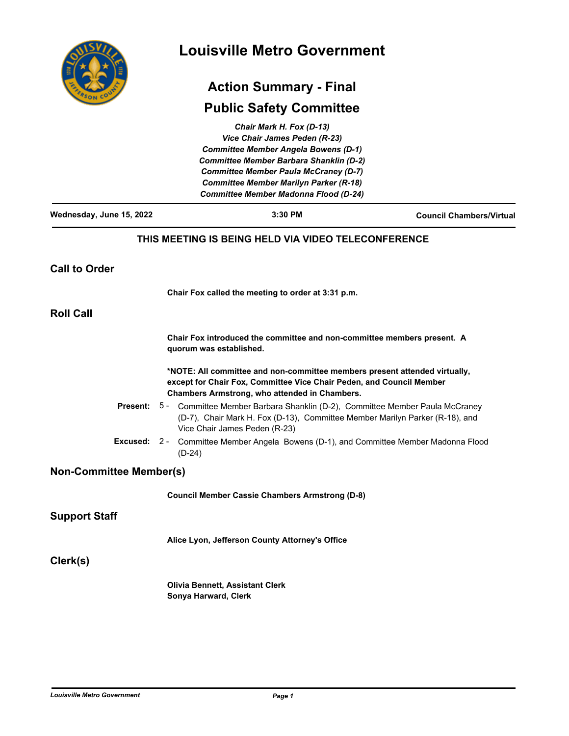# Louisville Metro Government

## Action Summary - Final

## Public Safety Committee

*Chair Mark H. Fox (D-13)*
*Vice Chair James Peden (R-23)*
*Committee Member Angela Bowens (D-1)*
*Committee Member Barbara Shanklin (D-2)*
*Committee Member Paula McCraney (D-7)*
*Committee Member Marilyn Parker (R-18)*
*Committee Member Madonna Flood (D-24)*

**Wednesday, June 15, 2022** | **3:30 PM** | **Council Chambers/Virtual**

**THIS MEETING IS BEING HELD VIA VIDEO TELECONFERENCE**

## Call to Order

**Chair Fox called the meeting to order at 3:31 p.m.**

## Roll Call

**Chair Fox introduced the committee and non-committee members present. A quorum was established.**

***NOTE: All committee and non-committee members present attended virtually, except for Chair Fox, Committee Vice Chair Peden, and Council Member Chambers Armstrong, who attended in Chambers.**

**Present:** 5 - Committee Member Barbara Shanklin (D-2), Committee Member Paula McCraney (D-7), Chair Mark H. Fox (D-13), Committee Member Marilyn Parker (R-18), and Vice Chair James Peden (R-23)

**Excused:** 2 - Committee Member Angela Bowens (D-1), and Committee Member Madonna Flood (D-24)

## Non-Committee Member(s)

**Council Member Cassie Chambers Armstrong (D-8)**

## Support Staff

**Alice Lyon, Jefferson County Attorney's Office**

## Clerk(s)

**Olivia Bennett, Assistant Clerk**
**Sonya Harward, Clerk**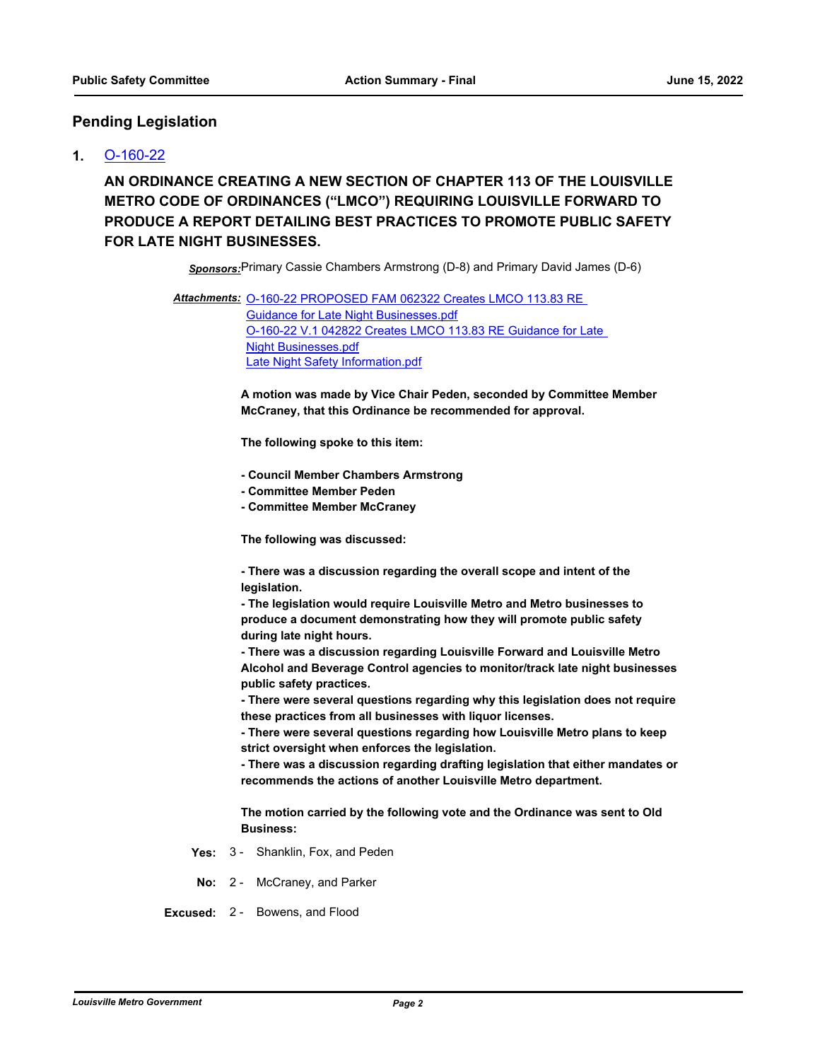## Pending Legislation

**1.** O-160-22

### AN ORDINANCE CREATING A NEW SECTION OF CHAPTER 113 OF THE LOUISVILLE METRO CODE OF ORDINANCES ("LMCO") REQUIRING LOUISVILLE FORWARD TO PRODUCE A REPORT DETAILING BEST PRACTICES TO PROMOTE PUBLIC SAFETY FOR LATE NIGHT BUSINESSES.

***Sponsors:*** Primary Cassie Chambers Armstrong (D-8) and Primary David James (D-6)

***Attachments:*** O-160-22 PROPOSED FAM 062322 Creates LMCO 113.83 RE Guidance for Late Night Businesses.pdf
O-160-22 V.1 042822 Creates LMCO 113.83 RE Guidance for Late Night Businesses.pdf
Late Night Safety Information.pdf

**A motion was made by Vice Chair Peden, seconded by Committee Member McCraney, that this Ordinance be recommended for approval.**

**The following spoke to this item:**

**- Council Member Chambers Armstrong**
**- Committee Member Peden**
**- Committee Member McCraney**

**The following was discussed:**

**- There was a discussion regarding the overall scope and intent of the legislation.**
**- The legislation would require Louisville Metro and Metro businesses to produce a document demonstrating how they will promote public safety during late night hours.**
**- There was a discussion regarding Louisville Forward and Louisville Metro Alcohol and Beverage Control agencies to monitor/track late night businesses public safety practices.**
**- There were several questions regarding why this legislation does not require these practices from all businesses with liquor licenses.**
**- There were several questions regarding how Louisville Metro plans to keep strict oversight when enforces the legislation.**
**- There was a discussion regarding drafting legislation that either mandates or recommends the actions of another Louisville Metro department.**

**The motion carried by the following vote and the Ordinance was sent to Old Business:**

**Yes:** 3 - Shanklin, Fox, and Peden

**No:** 2 - McCraney, and Parker

**Excused:** 2 - Bowens, and Flood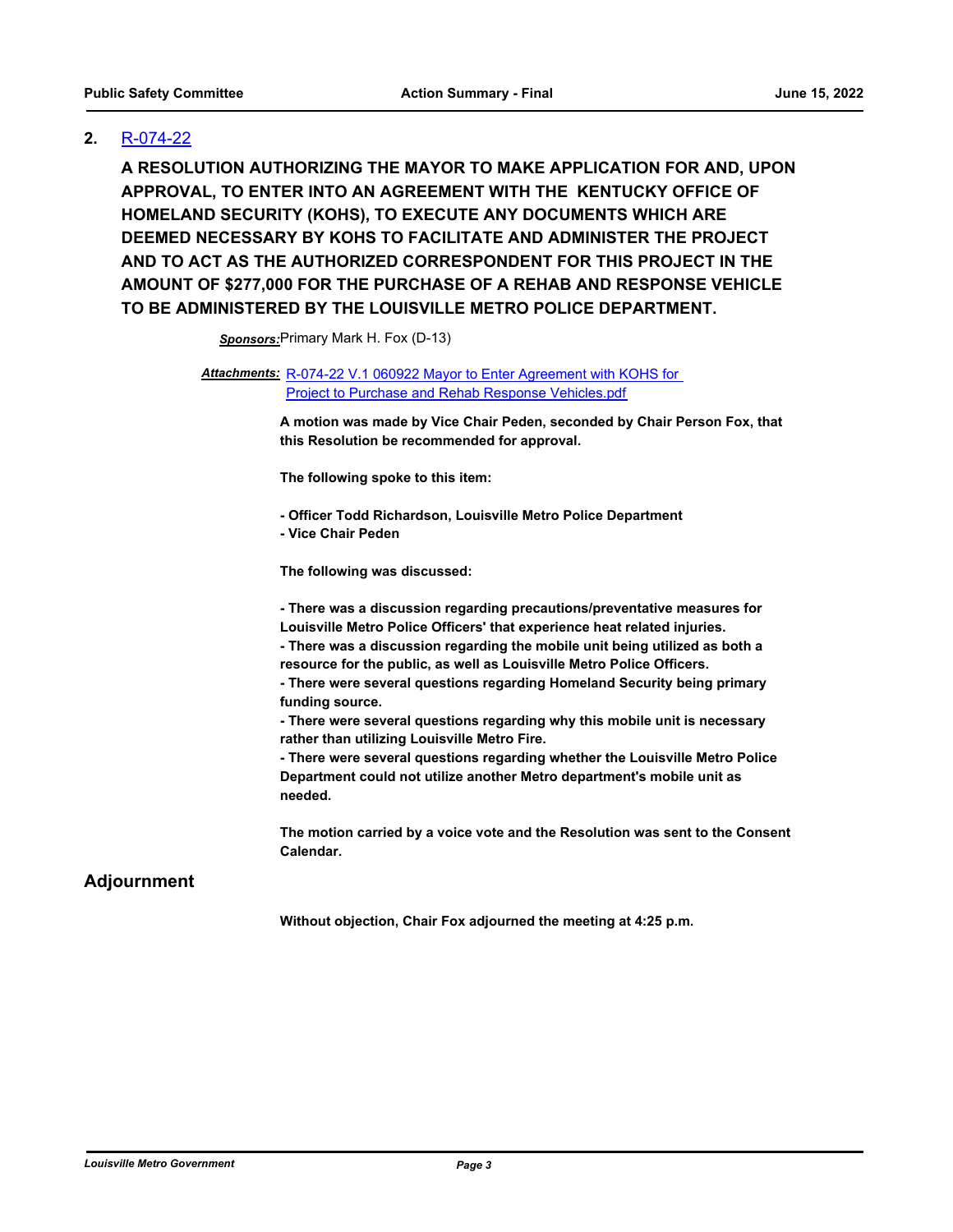## 2. R-074-22

**A RESOLUTION AUTHORIZING THE MAYOR TO MAKE APPLICATION FOR AND, UPON APPROVAL, TO ENTER INTO AN AGREEMENT WITH THE KENTUCKY OFFICE OF HOMELAND SECURITY (KOHS), TO EXECUTE ANY DOCUMENTS WHICH ARE DEEMED NECESSARY BY KOHS TO FACILITATE AND ADMINISTER THE PROJECT AND TO ACT AS THE AUTHORIZED CORRESPONDENT FOR THIS PROJECT IN THE AMOUNT OF $277,000 FOR THE PURCHASE OF A REHAB AND RESPONSE VEHICLE TO BE ADMINISTERED BY THE LOUISVILLE METRO POLICE DEPARTMENT.**

***Sponsors:*** Primary Mark H. Fox (D-13)

***Attachments:*** R-074-22 V.1 060922 Mayor to Enter Agreement with KOHS for Project to Purchase and Rehab Response Vehicles.pdf

**A motion was made by Vice Chair Peden, seconded by Chair Person Fox, that this Resolution be recommended for approval.**

**The following spoke to this item:**

**- Officer Todd Richardson, Louisville Metro Police Department**
**- Vice Chair Peden**

**The following was discussed:**

**- There was a discussion regarding precautions/preventative measures for Louisville Metro Police Officers' that experience heat related injuries.**
**- There was a discussion regarding the mobile unit being utilized as both a resource for the public, as well as Louisville Metro Police Officers.**
**- There were several questions regarding Homeland Security being primary funding source.**
**- There were several questions regarding why this mobile unit is necessary rather than utilizing Louisville Metro Fire.**
**- There were several questions regarding whether the Louisville Metro Police Department could not utilize another Metro department's mobile unit as needed.**

**The motion carried by a voice vote and the Resolution was sent to the Consent Calendar.**

## Adjournment

**Without objection, Chair Fox adjourned the meeting at 4:25 p.m.**